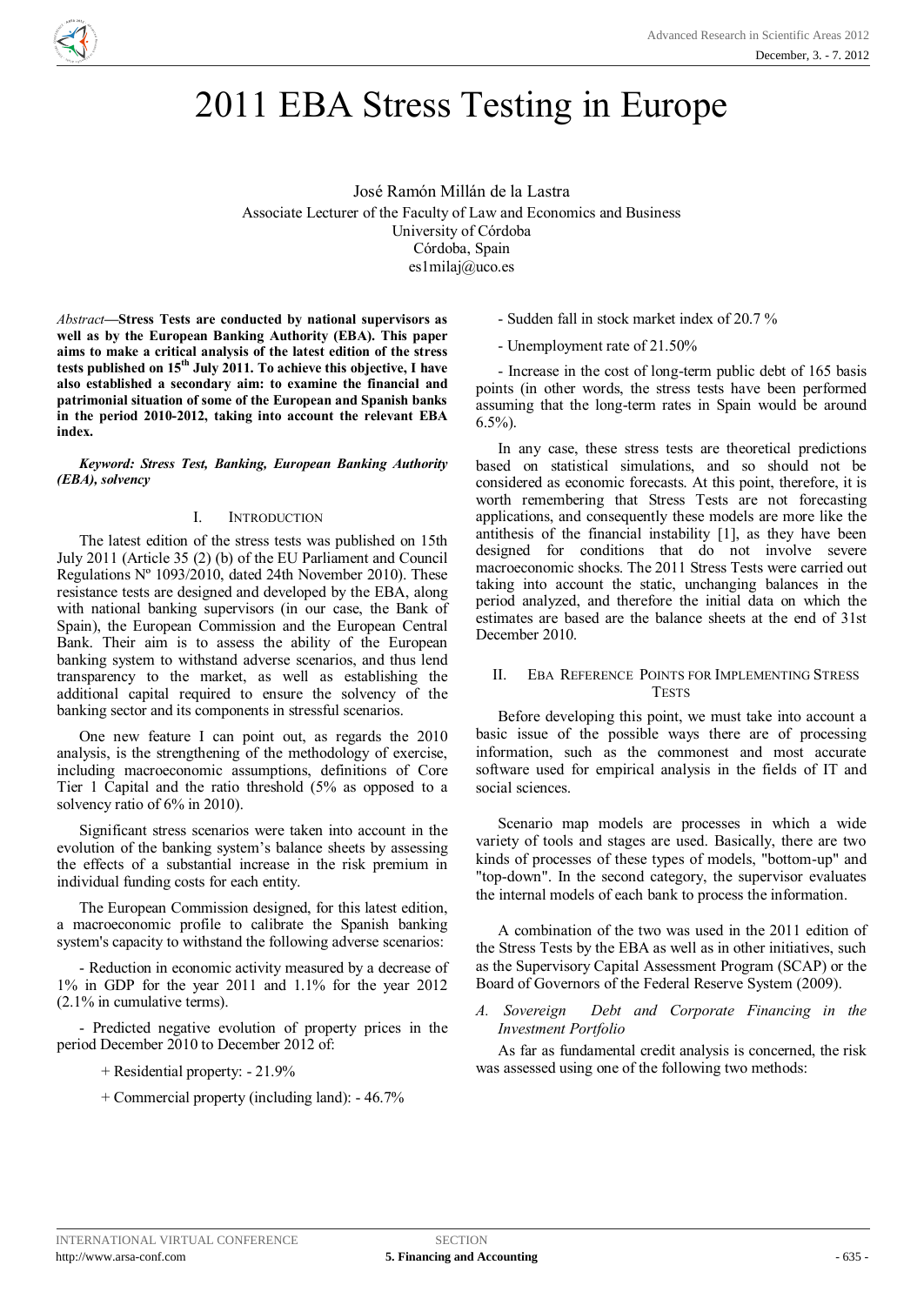# 2011 EBA Stress Testing in Europe

José Ramón Millán de la Lastra
Associate Lecturer of the Faculty of Law and Economics and Business
University of Córdoba
Córdoba, Spain
es1milaj@uco.es

*Abstract*—**Stress Tests are conducted by national supervisors as well as by the European Banking Authority (EBA). This paper aims to make a critical analysis of the latest edition of the stress tests published on 15th July 2011. To achieve this objective, I have also established a secondary aim: to examine the financial and patrimonial situation of some of the European and Spanish banks in the period 2010-2012, taking into account the relevant EBA index.**

***Keyword: Stress Test, Banking, European Banking Authority (EBA), solvency***

## I. Introduction

The latest edition of the stress tests was published on 15th July 2011 (Article 35 (2) (b) of the EU Parliament and Council Regulations Nº 1093/2010, dated 24th November 2010). These resistance tests are designed and developed by the EBA, along with national banking supervisors (in our case, the Bank of Spain), the European Commission and the European Central Bank. Their aim is to assess the ability of the European banking system to withstand adverse scenarios, and thus lend transparency to the market, as well as establishing the additional capital required to ensure the solvency of the banking sector and its components in stressful scenarios.

One new feature I can point out, as regards the 2010 analysis, is the strengthening of the methodology of exercise, including macroeconomic assumptions, definitions of Core Tier 1 Capital and the ratio threshold (5% as opposed to a solvency ratio of 6% in 2010).

Significant stress scenarios were taken into account in the evolution of the banking system's balance sheets by assessing the effects of a substantial increase in the risk premium in individual funding costs for each entity.

The European Commission designed, for this latest edition, a macroeconomic profile to calibrate the Spanish banking system's capacity to withstand the following adverse scenarios:

- Reduction in economic activity measured by a decrease of 1% in GDP for the year 2011 and 1.1% for the year 2012 (2.1% in cumulative terms).

- Predicted negative evolution of property prices in the period December 2010 to December 2012 of:

    + Residential property: - 21.9%

    + Commercial property (including land): - 46.7%

- Sudden fall in stock market index of 20.7 %

- Unemployment rate of 21.50%

- Increase in the cost of long-term public debt of 165 basis points (in other words, the stress tests have been performed assuming that the long-term rates in Spain would be around 6.5%).

In any case, these stress tests are theoretical predictions based on statistical simulations, and so should not be considered as economic forecasts. At this point, therefore, it is worth remembering that Stress Tests are not forecasting applications, and consequently these models are more like the antithesis of the financial instability [1], as they have been designed for conditions that do not involve severe macroeconomic shocks. The 2011 Stress Tests were carried out taking into account the static, unchanging balances in the period analyzed, and therefore the initial data on which the estimates are based are the balance sheets at the end of 31st December 2010.

## II. EBA Reference Points for Implementing Stress Tests

Before developing this point, we must take into account a basic issue of the possible ways there are of processing information, such as the commonest and most accurate software used for empirical analysis in the fields of IT and social sciences.

Scenario map models are processes in which a wide variety of tools and stages are used. Basically, there are two kinds of processes of these types of models, "bottom-up" and "top-down". In the second category, the supervisor evaluates the internal models of each bank to process the information.

A combination of the two was used in the 2011 edition of the Stress Tests by the EBA as well as in other initiatives, such as the Supervisory Capital Assessment Program (SCAP) or the Board of Governors of the Federal Reserve System (2009).

### *A. Sovereign Debt and Corporate Financing in the Investment Portfolio*

As far as fundamental credit analysis is concerned, the risk was assessed using one of the following two methods: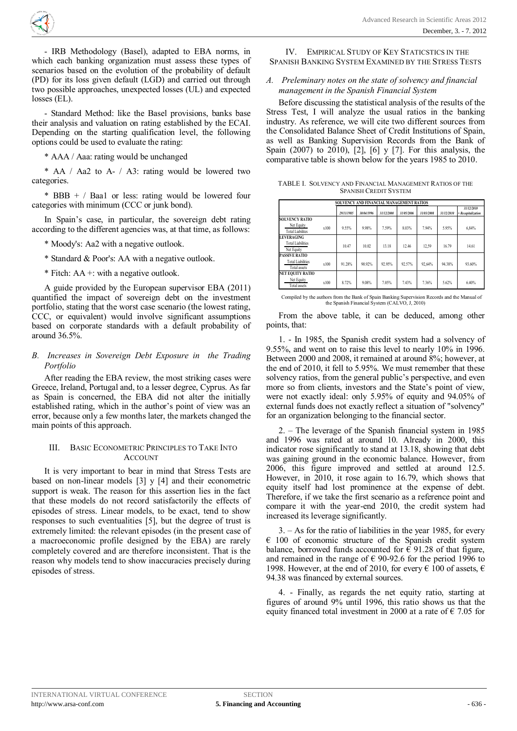- IRB Methodology (Basel), adapted to EBA norms, in which each banking organization must assess these types of scenarios based on the evolution of the probability of default (PD) for its loss given default (LGD) and carried out through two possible approaches, unexpected losses (UL) and expected losses (EL).

- Standard Method: like the Basel provisions, banks base their analysis and valuation on rating established by the ECAI. Depending on the starting qualification level, the following options could be used to evaluate the rating:

* AAA / Aaa: rating would be unchanged

* AA / Aa2 to A- / A3: rating would be lowered two categories.

* BBB + / Baa1 or less: rating would be lowered four categories with minimum (CCC or junk bond).

In Spain's case, in particular, the sovereign debt rating according to the different agencies was, at that time, as follows:

* Moody's: Aa2 with a negative outlook.

* Standard & Poor's: AA with a negative outlook.

* Fitch: AA +: with a negative outlook.

A guide provided by the European supervisor EBA (2011) quantified the impact of sovereign debt on the investment portfolio, stating that the worst case scenario (the lowest rating, CCC, or equivalent) would involve significant assumptions based on corporate standards with a default probability of around 36.5%.

### *B. Increases in Sovereign Debt Exposure in the Trading Portfolio*

After reading the EBA review, the most striking cases were Greece, Ireland, Portugal and, to a lesser degree, Cyprus. As far as Spain is concerned, the EBA did not alter the initially established rating, which in the author's point of view was an error, because only a few months later, the markets changed the main points of this approach.

## III. Basic Econometric Principles to Take Into Account

It is very important to bear in mind that Stress Tests are based on non-linear models [3] y [4] and their econometric support is weak. The reason for this assertion lies in the fact that these models do not record satisfactorily the effects of episodes of stress. Linear models, to be exact, tend to show responses to such eventualities [5], but the degree of trust is extremely limited: the relevant episodes (in the present case of a macroeconomic profile designed by the EBA) are rarely completely covered and are therefore inconsistent. That is the reason why models tend to show inaccuracies precisely during episodes of stress.

## IV. Empirical Study of Key Staticstics in the Spanish Banking System Examined by the Stress Tests

### *A. Preleminary notes on the state of solvency and financial management in the Spanish Financial System*

Before discussing the statistical analysis of the results of the Stress Test, I will analyze the usual ratios in the banking industry. As reference, we will cite two different sources from the Consolidated Balance Sheet of Credit Institutions of Spain, as well as Banking Supervision Records from the Bank of Spain (2007) to 2010), [2], [6] y [7]. For this analysis, the comparative table is shown below for the years 1985 to 2010.

TABLE I. Solvency and Financial Management Ratios of the Spanish Credit System

| SOLVENCY AND FINANCIAL MANAGEMENT RATIOS | | 29/11/1985 | 30/04/1996 | 31/12/2000 | 31/05/2006 | 31/03/2008 | 31/12/2010 | 31/12/2010 + Recapitalization |
|---|---|---|---|---|---|---|---|---|
| **SOLVENCY RATIO** Net Equity / Total Liabilities | x100 | 9.55% | 9.98% | 7.59% | 8.03% | 7.94% | 5.95% | 6,84% |
| **LEVERAGING** Total Liabilities / Net Equity | | 10.47 | 10.02 | 13.18 | 12.46 | 12,59 | 16.79 | 14.61 |
| **PASSIVE RATIO** Total Liabilities / Total assets | x100 | 91.28% | 90.92% | 92.95% | 92.57% | 92,64% | 94.38% | 93.60% |
| **NET EQUITY RATIO** Net Equity / Total assets | x100 | 8.72% | 9.08% | 7.05% | 7.43% | 7.36% | 5.62% | 6.40% |

Compiled by the authors from the Bank of Spain Banking Supervision Records and the Manual of the Spanish Financial System (CALVO, J, 2010)

From the above table, it can be deduced, among other points, that:

1. - In 1985, the Spanish credit system had a solvency of 9.55%, and went on to raise this level to nearly 10% in 1996. Between 2000 and 2008, it remained at around 8%; however, at the end of 2010, it fell to 5.95%. We must remember that these solvency ratios, from the general public's perspective, and even more so from clients, investors and the State's point of view, were not exactly ideal: only 5.95% of equity and 94.05% of external funds does not exactly reflect a situation of "solvency" for an organization belonging to the financial sector.

2. – The leverage of the Spanish financial system in 1985 and 1996 was rated at around 10. Already in 2000, this indicator rose significantly to stand at 13.18, showing that debt was gaining ground in the economic balance. However, from 2006, this figure improved and settled at around 12.5. However, in 2010, it rose again to 16.79, which shows that equity itself had lost prominence at the expense of debt. Therefore, if we take the first scenario as a reference point and compare it with the year-end 2010, the credit system had increased its leverage significantly.

3. – As for the ratio of liabilities in the year 1985, for every € 100 of economic structure of the Spanish credit system balance, borrowed funds accounted for € 91.28 of that figure, and remained in the range of € 90-92.6 for the period 1996 to 1998. However, at the end of 2010, for every € 100 of assets, € 94.38 was financed by external sources.

4. - Finally, as regards the net equity ratio, starting at figures of around 9% until 1996, this ratio shows us that the equity financed total investment in 2000 at a rate of € 7.05 for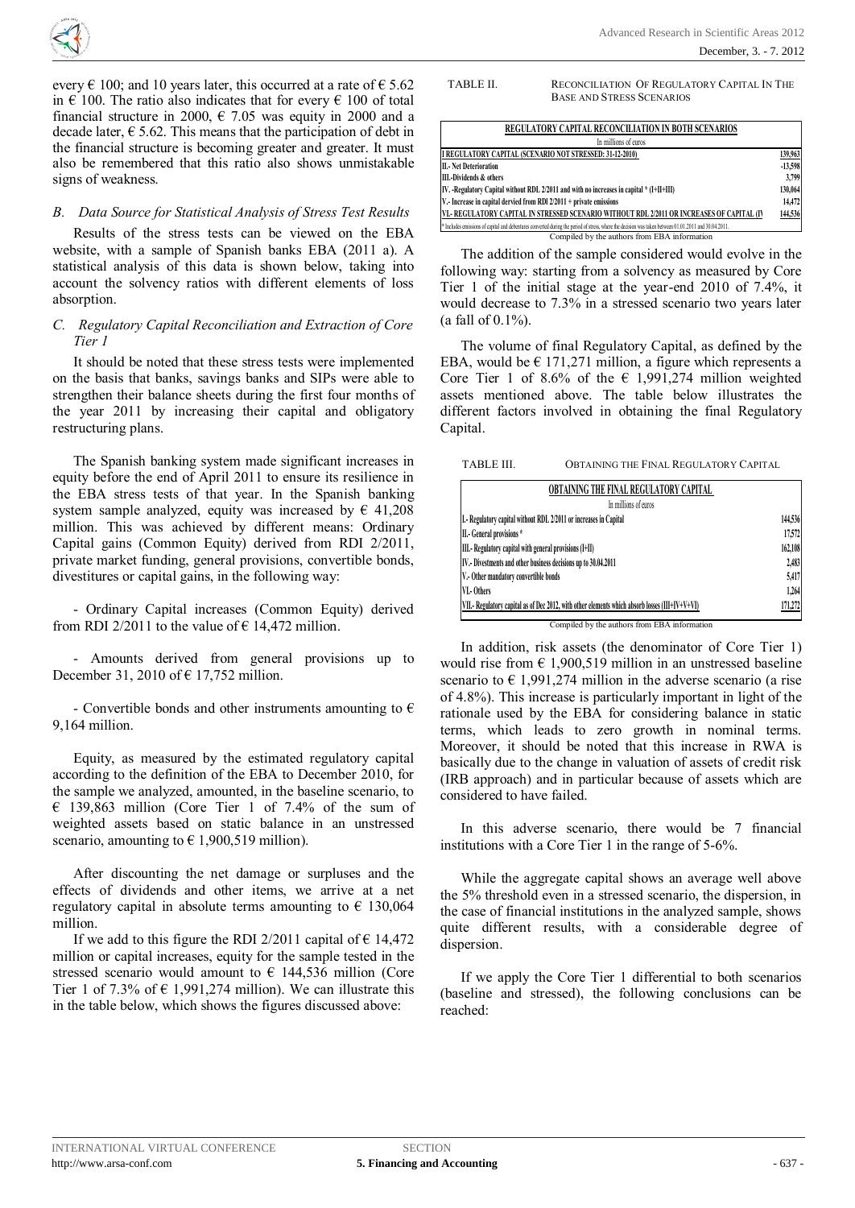every € 100; and 10 years later, this occurred at a rate of € 5.62 in € 100. The ratio also indicates that for every € 100 of total financial structure in 2000, € 7.05 was equity in 2000 and a decade later, € 5.62. This means that the participation of debt in the financial structure is becoming greater and greater. It must also be remembered that this ratio also shows unmistakable signs of weakness.

### *B. Data Source for Statistical Analysis of Stress Test Results*

Results of the stress tests can be viewed on the EBA website, with a sample of Spanish banks EBA (2011 a). A statistical analysis of this data is shown below, taking into account the solvency ratios with different elements of loss absorption.

### *C. Regulatory Capital Reconciliation and Extraction of Core Tier 1*

It should be noted that these stress tests were implemented on the basis that banks, savings banks and SIPs were able to strengthen their balance sheets during the first four months of the year 2011 by increasing their capital and obligatory restructuring plans.

The Spanish banking system made significant increases in equity before the end of April 2011 to ensure its resilience in the EBA stress tests of that year. In the Spanish banking system sample analyzed, equity was increased by € 41,208 million. This was achieved by different means: Ordinary Capital gains (Common Equity) derived from RDI 2/2011, private market funding, general provisions, convertible bonds, divestitures or capital gains, in the following way:

- Ordinary Capital increases (Common Equity) derived from RDI 2/2011 to the value of € 14,472 million.

- Amounts derived from general provisions up to December 31, 2010 of € 17,752 million.

- Convertible bonds and other instruments amounting to € 9,164 million.

Equity, as measured by the estimated regulatory capital according to the definition of the EBA to December 2010, for the sample we analyzed, amounted, in the baseline scenario, to € 139,863 million (Core Tier 1 of 7.4% of the sum of weighted assets based on static balance in an unstressed scenario, amounting to € 1,900,519 million).

After discounting the net damage or surpluses and the effects of dividends and other items, we arrive at a net regulatory capital in absolute terms amounting to € 130,064 million.

If we add to this figure the RDI 2/2011 capital of € 14,472 million or capital increases, equity for the sample tested in the stressed scenario would amount to € 144,536 million (Core Tier 1 of 7.3% of € 1,991,274 million). We can illustrate this in the table below, which shows the figures discussed above:

TABLE II. RECONCILIATION OF REGULATORY CAPITAL IN THE BASE AND STRESS SCENARIOS

| REGULATORY CAPITAL RECONCILIATION IN BOTH SCENARIOS (In millions of euros) | |
|---|---|
| I REGULATORY CAPITAL (SCENARIO NOT STRESSED: 31-12-2010) | 139,963 |
| II.- Net Deterioration | -13,598 |
| III.-Dividends & others | 3,799 |
| IV. -Regulatory Capital without RDL 2/2011 and with no increases in capital * (I+II+III) | 130,064 |
| V.- Increase in capital dervied from RDI 2/2011 + private emissions | 14,472 |
| VI.- REGULATORY CAPITAL IN STRESSED SCENARIO WITHOUT RDL 2/2011 OR INCREASES OF CAPITAL (IV | 144,536 |

\* Includes emissions of capital and debentures converted during the period of stress, where the decision was taken between 01.01.2011 and 30.04.2011.

Compiled by the authors from EBA information

The addition of the sample considered would evolve in the following way: starting from a solvency as measured by Core Tier 1 of the initial stage at the year-end 2010 of 7.4%, it would decrease to 7.3% in a stressed scenario two years later (a fall of 0.1%).

The volume of final Regulatory Capital, as defined by the EBA, would be € 171,271 million, a figure which represents a Core Tier 1 of 8.6% of the € 1,991,274 million weighted assets mentioned above. The table below illustrates the different factors involved in obtaining the final Regulatory Capital.

TABLE III. OBTAINING THE FINAL REGULATORY CAPITAL

| OBTAINING THE FINAL REGULATORY CAPITAL (In millions of euros) | |
|---|---|
| I.- Regulatory capital without RDL 2/2011 or increases in Capital | 144,536 |
| II.- General provisions * | 17,572 |
| III.- Regulatory capital with general provisions (I+II) | 162,108 |
| IV.- Divestments and other business decisions up to 30.04.2011 | 2,483 |
| V.- Other mandatory convertible bonds | 5,417 |
| VI.- Others | 1,264 |
| VII.- Regulatory capital as of Dec 2012, with other elements which absorb losses (III+IV+V+VI) | 171,272 |

Compiled by the authors from EBA information

In addition, risk assets (the denominator of Core Tier 1) would rise from € 1,900,519 million in an unstressed baseline scenario to € 1,991,274 million in the adverse scenario (a rise of 4.8%). This increase is particularly important in light of the rationale used by the EBA for considering balance in static terms, which leads to zero growth in nominal terms. Moreover, it should be noted that this increase in RWA is basically due to the change in valuation of assets of credit risk (IRB approach) and in particular because of assets which are considered to have failed.

In this adverse scenario, there would be 7 financial institutions with a Core Tier 1 in the range of 5-6%.

While the aggregate capital shows an average well above the 5% threshold even in a stressed scenario, the dispersion, in the case of different financial institutions in the analyzed sample, shows quite different results, with a considerable degree of dispersion.

If we apply the Core Tier 1 differential to both scenarios (baseline and stressed), the following conclusions can be reached: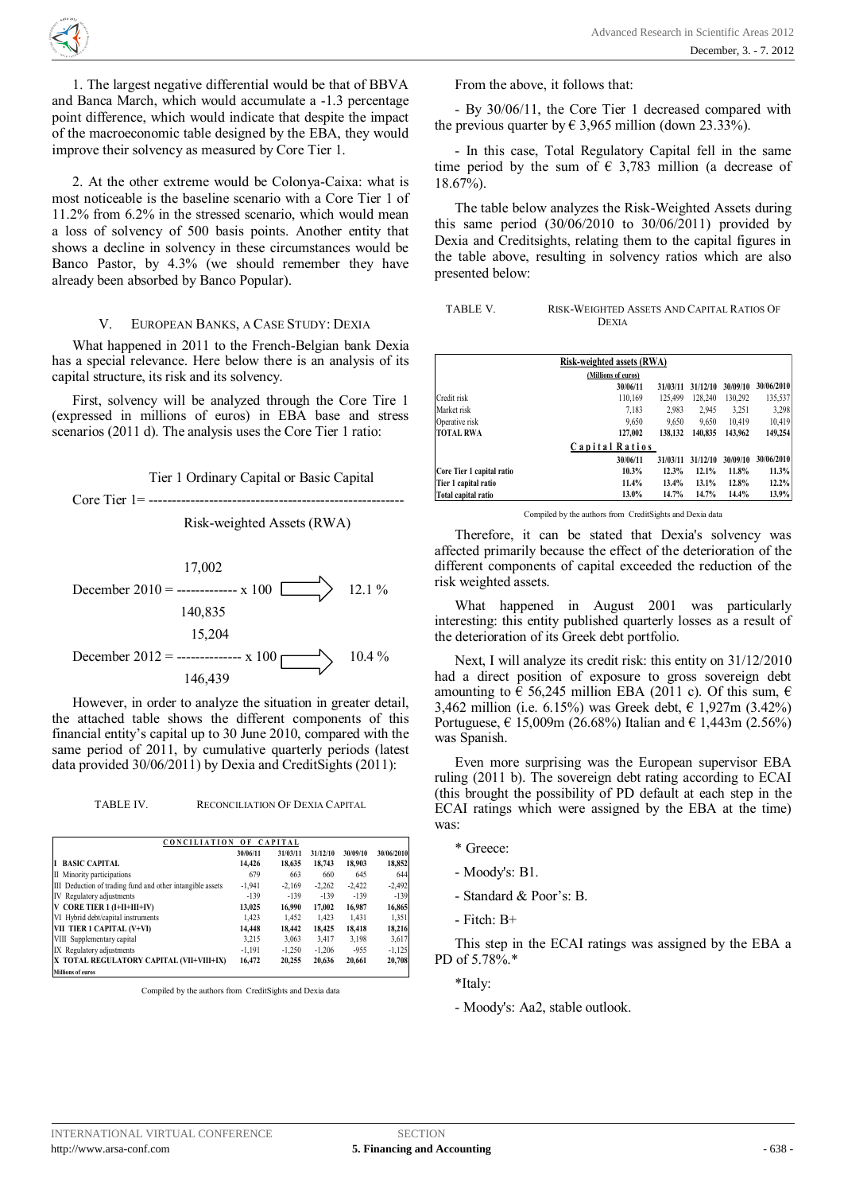1. The largest negative differential would be that of BBVA and Banca March, which would accumulate a -1.3 percentage point difference, which would indicate that despite the impact of the macroeconomic table designed by the EBA, they would improve their solvency as measured by Core Tier 1.

2. At the other extreme would be Colonya-Caixa: what is most noticeable is the baseline scenario with a Core Tier 1 of 11.2% from 6.2% in the stressed scenario, which would mean a loss of solvency of 500 basis points. Another entity that shows a decline in solvency in these circumstances would be Banco Pastor, by 4.3% (we should remember they have already been absorbed by Banco Popular).

## V. EUROPEAN BANKS, A CASE STUDY: DEXIA

What happened in 2011 to the French-Belgian bank Dexia has a special relevance. Here below there is an analysis of its capital structure, its risk and its solvency.

First, solvency will be analyzed through the Core Tire 1 (expressed in millions of euros) in EBA base and stress scenarios (2011 d). The analysis uses the Core Tier 1 ratio:

$$\text{Core Tier 1} = \frac{\text{Tier 1 Ordinary Capital or Basic Capital}}{\text{Risk-weighted Assets (RWA)}}$$

$$\text{December 2010} = \frac{17{,}002}{140{,}835} \times 100 \Longrightarrow 12.1\ \%$$

$$\text{December 2012} = \frac{15{,}204}{146{,}439} \times 100 \Longrightarrow 10.4\ \%$$

However, in order to analyze the situation in greater detail, the attached table shows the different components of this financial entity's capital up to 30 June 2010, compared with the same period of 2011, by cumulative quarterly periods (latest data provided 30/06/2011) by Dexia and CreditSights (2011):

TABLE IV. RECONCILIATION OF DEXIA CAPITAL

| CONCILIATION OF CAPITAL | 30/06/11 | 31/03/11 | 31/12/10 | 30/09/10 | 30/06/2010 |
|---|---|---|---|---|---|
| **I BASIC CAPITAL** | **14,426** | **18,635** | **18,743** | **18,903** | **18,852** |
| II Minority participations | 679 | 663 | 660 | 645 | 644 |
| III Deduction of trading fund and other intangible assets | -1,941 | -2,169 | -2,262 | -2,422 | -2,492 |
| IV Regulatory adjustments | -139 | -139 | -139 | -139 | -139 |
| **V CORE TIER 1 (I+II+III+IV)** | **13,025** | **16,990** | **17,002** | **16,987** | **16,865** |
| VI Hybrid debt/capital instruments | 1,423 | 1,452 | 1,423 | 1,431 | 1,351 |
| **VII TIER 1 CAPITAL (V+VI)** | **14,448** | **18,442** | **18,425** | **18,418** | **18,216** |
| VIII Supplementary capital | 3,215 | 3,063 | 3,417 | 3,198 | 3,617 |
| IX Regulatory adjustments | -1,191 | -1,250 | -1,206 | -955 | -1,125 |
| **X TOTAL REGULATORY CAPITAL (VII+VIII+IX)** | **16,472** | **20,255** | **20,636** | **20,661** | **20,708** |
| **Millions of euros** | | | | | |

Compiled by the authors from CreditSights and Dexia data

From the above, it follows that:

- By 30/06/11, the Core Tier 1 decreased compared with the previous quarter by € 3,965 million (down 23.33%).

- In this case, Total Regulatory Capital fell in the same time period by the sum of € 3,783 million (a decrease of 18.67%).

The table below analyzes the Risk-Weighted Assets during this same period (30/06/2010 to 30/06/2011) provided by Dexia and Creditsights, relating them to the capital figures in the table above, resulting in solvency ratios which are also presented below:

TABLE V. RISK-WEIGHTED ASSETS AND CAPITAL RATIOS OF DEXIA

| Risk-weighted assets (RWA) (Millions of euros) | 30/06/11 | 31/03/11 | 31/12/10 | 30/09/10 | 30/06/2010 |
|---|---|---|---|---|---|
| Credit risk | 110,169 | 125,499 | 128,240 | 130,292 | 135,537 |
| Market risk | 7,183 | 2,983 | 2,945 | 3,251 | 3,298 |
| Operative risk | 9,650 | 9,650 | 9,650 | 10,419 | 10,419 |
| **TOTAL RWA** | **127,002** | **138,132** | **140,835** | **143,962** | **149,254** |
| **Capital Ratios** | **30/06/11** | **31/03/11** | **31/12/10** | **30/09/10** | **30/06/2010** |
| **Core Tier 1 capital ratio** | **10.3%** | **12.3%** | **12.1%** | **11.8%** | **11.3%** |
| **Tier 1 capital ratio** | **11.4%** | **13.4%** | **13.1%** | **12.8%** | **12.2%** |
| **Total capital ratio** | **13.0%** | **14.7%** | **14.7%** | **14.4%** | **13.9%** |

Compiled by the authors from CreditSights and Dexia data

Therefore, it can be stated that Dexia's solvency was affected primarily because the effect of the deterioration of the different components of capital exceeded the reduction of the risk weighted assets.

What happened in August 2001 was particularly interesting: this entity published quarterly losses as a result of the deterioration of its Greek debt portfolio.

Next, I will analyze its credit risk: this entity on 31/12/2010 had a direct position of exposure to gross sovereign debt amounting to € 56,245 million EBA (2011 c). Of this sum, € 3,462 million (i.e. 6.15%) was Greek debt, € 1,927m (3.42%) Portuguese, € 15,009m (26.68%) Italian and € 1,443m (2.56%) was Spanish.

Even more surprising was the European supervisor EBA ruling (2011 b). The sovereign debt rating according to ECAI (this brought the possibility of PD default at each step in the ECAI ratings which were assigned by the EBA at the time) was:

\* Greece:

- Moody's: B1.

- Standard & Poor's: B.

- Fitch: B+

This step in the ECAI ratings was assigned by the EBA a PD of 5.78%.*

*Italy:

- Moody's: Aa2, stable outlook.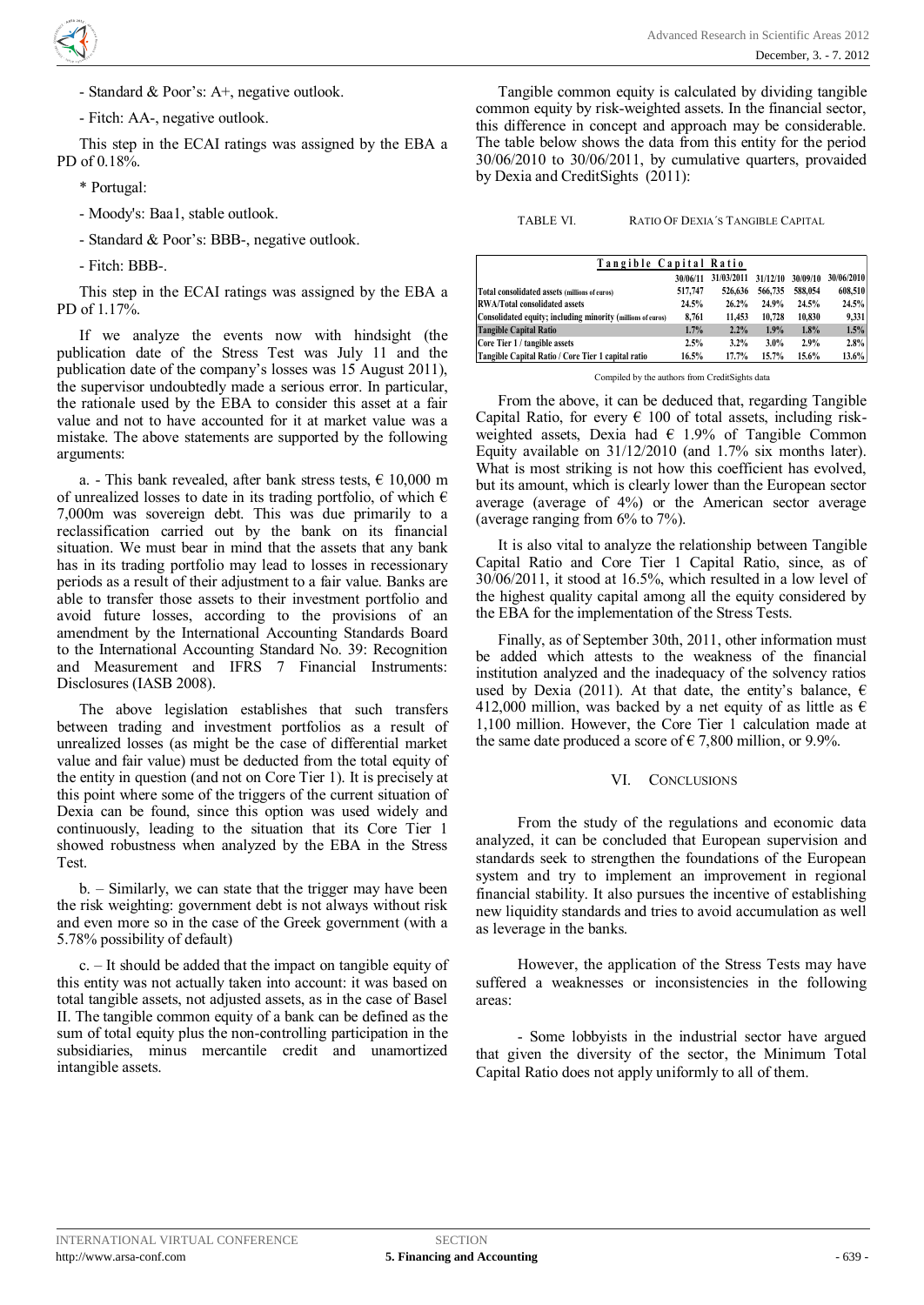- Standard & Poor's: A+, negative outlook.

- Fitch: AA-, negative outlook.

This step in the ECAI ratings was assigned by the EBA a PD of 0.18%.

\* Portugal:

- Moody's: Baa1, stable outlook.

- Standard & Poor's: BBB-, negative outlook.

- Fitch: BBB-.

This step in the ECAI ratings was assigned by the EBA a PD of 1.17%.

If we analyze the events now with hindsight (the publication date of the Stress Test was July 11 and the publication date of the company's losses was 15 August 2011), the supervisor undoubtedly made a serious error. In particular, the rationale used by the EBA to consider this asset at a fair value and not to have accounted for it at market value was a mistake. The above statements are supported by the following arguments:

a. - This bank revealed, after bank stress tests, € 10,000 m of unrealized losses to date in its trading portfolio, of which € 7,000m was sovereign debt. This was due primarily to a reclassification carried out by the bank on its financial situation. We must bear in mind that the assets that any bank has in its trading portfolio may lead to losses in recessionary periods as a result of their adjustment to a fair value. Banks are able to transfer those assets to their investment portfolio and avoid future losses, according to the provisions of an amendment by the International Accounting Standards Board to the International Accounting Standard No. 39: Recognition and Measurement and IFRS 7 Financial Instruments: Disclosures (IASB 2008).

The above legislation establishes that such transfers between trading and investment portfolios as a result of unrealized losses (as might be the case of differential market value and fair value) must be deducted from the total equity of the entity in question (and not on Core Tier 1). It is precisely at this point where some of the triggers of the current situation of Dexia can be found, since this option was used widely and continuously, leading to the situation that its Core Tier 1 showed robustness when analyzed by the EBA in the Stress Test.

b. – Similarly, we can state that the trigger may have been the risk weighting: government debt is not always without risk and even more so in the case of the Greek government (with a 5.78% possibility of default)

c. – It should be added that the impact on tangible equity of this entity was not actually taken into account: it was based on total tangible assets, not adjusted assets, as in the case of Basel II. The tangible common equity of a bank can be defined as the sum of total equity plus the non-controlling participation in the subsidiaries, minus mercantile credit and unamortized intangible assets.

Tangible common equity is calculated by dividing tangible common equity by risk-weighted assets. In the financial sector, this difference in concept and approach may be considerable. The table below shows the data from this entity for the period 30/06/2010 to 30/06/2011, by cumulative quarters, provaided by Dexia and CreditSights (2011):

TABLE VI. RATIO OF DEXIA´S TANGIBLE CAPITAL

| Tangible Capital Ratio | 30/06/11 | 31/03/2011 | 31/12/10 | 30/09/10 | 30/06/2010 |
|---|---|---|---|---|---|
| Total consolidated assets (millions of euros) | 517,747 | 526,636 | 566,735 | 588,054 | 608,510 |
| RWA/Total consolidated assets | 24.5% | 26.2% | 24.9% | 24.5% | 24.5% |
| Consolidated equity; including minority (millions of euros) | 8,761 | 11,453 | 10,728 | 10,830 | 9,331 |
| Tangible Capital Ratio | 1.7% | 2.2% | 1.9% | 1.8% | 1.5% |
| Core Tier 1 / tangible assets | 2.5% | 3.2% | 3.0% | 2.9% | 2.8% |
| Tangible Capital Ratio / Core Tier 1 capital ratio | 16.5% | 17.7% | 15.7% | 15.6% | 13.6% |

Compiled by the authors from CreditSights data

From the above, it can be deduced that, regarding Tangible Capital Ratio, for every € 100 of total assets, including risk-weighted assets, Dexia had € 1.9% of Tangible Common Equity available on 31/12/2010 (and 1.7% six months later). What is most striking is not how this coefficient has evolved, but its amount, which is clearly lower than the European sector average (average of 4%) or the American sector average (average ranging from 6% to 7%).

It is also vital to analyze the relationship between Tangible Capital Ratio and Core Tier 1 Capital Ratio, since, as of 30/06/2011, it stood at 16.5%, which resulted in a low level of the highest quality capital among all the equity considered by the EBA for the implementation of the Stress Tests.

Finally, as of September 30th, 2011, other information must be added which attests to the weakness of the financial institution analyzed and the inadequacy of the solvency ratios used by Dexia (2011). At that date, the entity's balance, € 412,000 million, was backed by a net equity of as little as € 1,100 million. However, the Core Tier 1 calculation made at the same date produced a score of € 7,800 million, or 9.9%.

## VI. CONCLUSIONS

From the study of the regulations and economic data analyzed, it can be concluded that European supervision and standards seek to strengthen the foundations of the European system and try to implement an improvement in regional financial stability. It also pursues the incentive of establishing new liquidity standards and tries to avoid accumulation as well as leverage in the banks.

However, the application of the Stress Tests may have suffered a weaknesses or inconsistencies in the following areas:

- Some lobbyists in the industrial sector have argued that given the diversity of the sector, the Minimum Total Capital Ratio does not apply uniformly to all of them.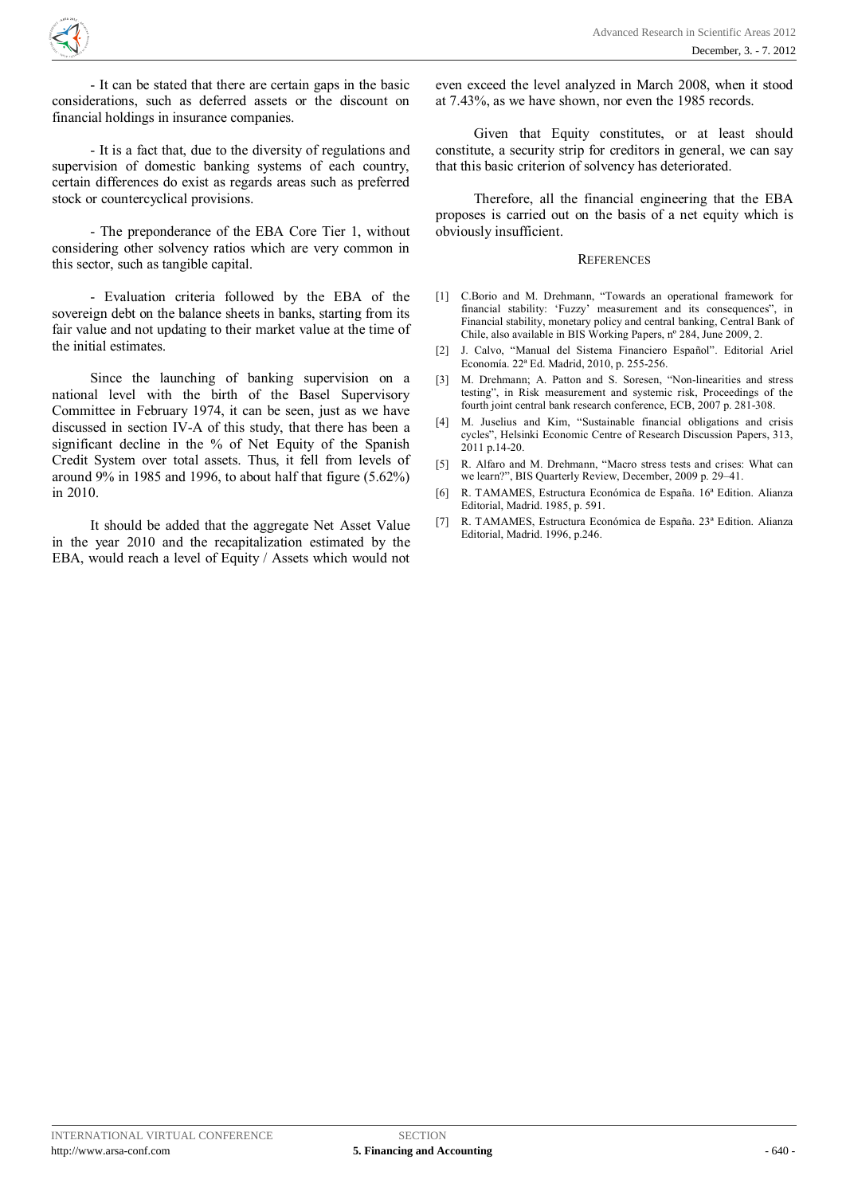- It can be stated that there are certain gaps in the basic considerations, such as deferred assets or the discount on financial holdings in insurance companies.

- It is a fact that, due to the diversity of regulations and supervision of domestic banking systems of each country, certain differences do exist as regards areas such as preferred stock or countercyclical provisions.

- The preponderance of the EBA Core Tier 1, without considering other solvency ratios which are very common in this sector, such as tangible capital.

- Evaluation criteria followed by the EBA of the sovereign debt on the balance sheets in banks, starting from its fair value and not updating to their market value at the time of the initial estimates.

Since the launching of banking supervision on a national level with the birth of the Basel Supervisory Committee in February 1974, it can be seen, just as we have discussed in section IV-A of this study, that there has been a significant decline in the % of Net Equity of the Spanish Credit System over total assets. Thus, it fell from levels of around 9% in 1985 and 1996, to about half that figure (5.62%) in 2010.

It should be added that the aggregate Net Asset Value in the year 2010 and the recapitalization estimated by the EBA, would reach a level of Equity / Assets which would not even exceed the level analyzed in March 2008, when it stood at 7.43%, as we have shown, nor even the 1985 records.

Given that Equity constitutes, or at least should constitute, a security strip for creditors in general, we can say that this basic criterion of solvency has deteriorated.

Therefore, all the financial engineering that the EBA proposes is carried out on the basis of a net equity which is obviously insufficient.

## References

[1] C.Borio and M. Drehmann, "Towards an operational framework for financial stability: 'Fuzzy' measurement and its consequences", in Financial stability, monetary policy and central banking, Central Bank of Chile, also available in BIS Working Papers, nº 284, June 2009, 2.

[2] J. Calvo, "Manual del Sistema Financiero Español". Editorial Ariel Economía. 22ª Ed. Madrid, 2010, p. 255-256.

[3] M. Drehmann; A. Patton and S. Soresen, "Non-linearities and stress testing", in Risk measurement and systemic risk, Proceedings of the fourth joint central bank research conference, ECB, 2007 p. 281-308.

[4] M. Juselius and Kim, "Sustainable financial obligations and crisis cycles", Helsinki Economic Centre of Research Discussion Papers, 313, 2011 p.14-20.

[5] R. Alfaro and M. Drehmann, "Macro stress tests and crises: What can we learn?", BIS Quarterly Review, December, 2009 p. 29–41.

[6] R. TAMAMES, Estructura Económica de España. 16ª Edition. Alianza Editorial, Madrid. 1985, p. 591.

[7] R. TAMAMES, Estructura Económica de España. 23ª Edition. Alianza Editorial, Madrid. 1996, p.246.